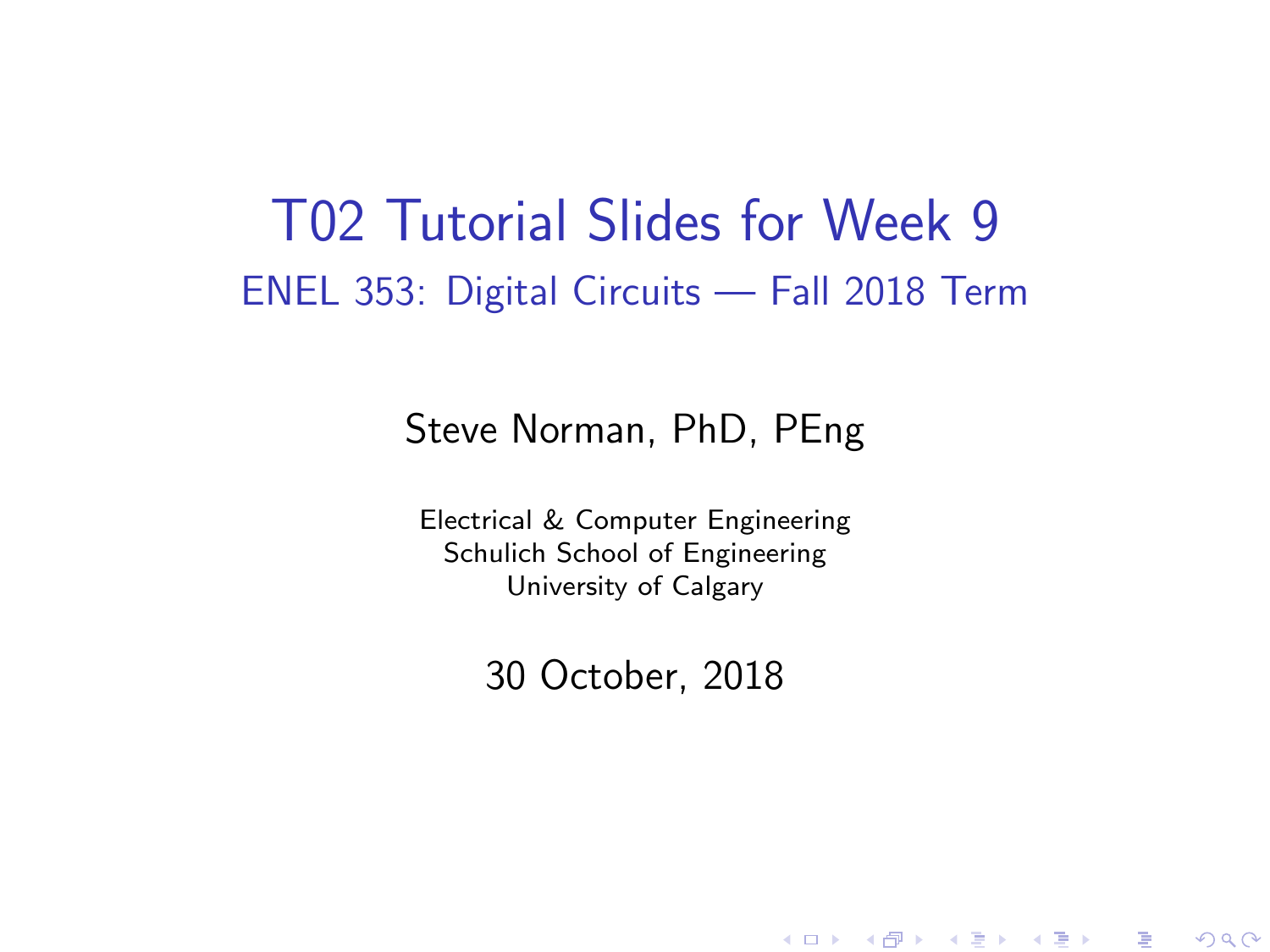# T02 Tutorial Slides for Week 9

## ENEL 353: Digital Circuits — Fall 2018 Term

Steve Norman, PhD, PEng

Electrical & Computer Engineering
Schulich School of Engineering
University of Calgary

30 October, 2018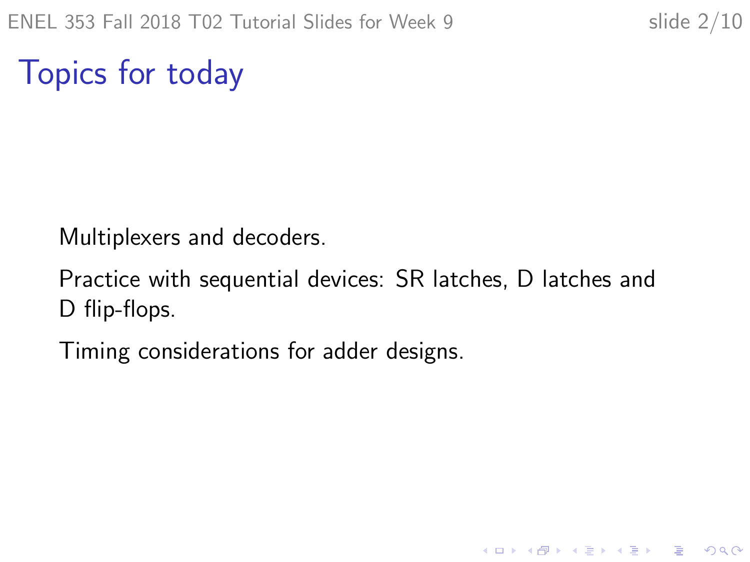# Topics for today

Multiplexers and decoders.

Practice with sequential devices: SR latches, D latches and D flip-flops.

Timing considerations for adder designs.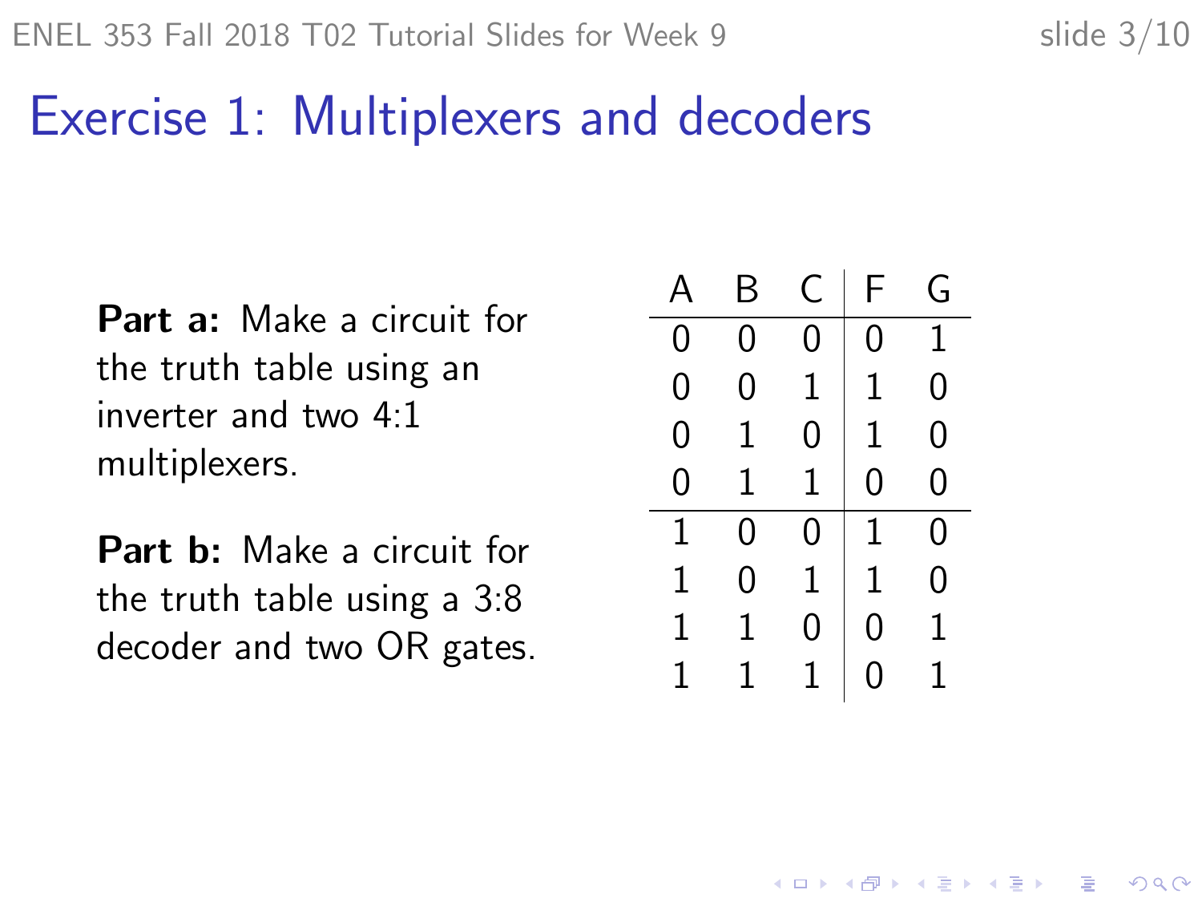# Exercise 1: Multiplexers and decoders

**Part a:** Make a circuit for the truth table using an inverter and two 4:1 multiplexers.

**Part b:** Make a circuit for the truth table using a 3:8 decoder and two OR gates.

| A | B | C | F | G |
|---|---|---|---|---|
| 0 | 0 | 0 | 0 | 1 |
| 0 | 0 | 1 | 1 | 0 |
| 0 | 1 | 0 | 1 | 0 |
| 0 | 1 | 1 | 0 | 0 |
| 1 | 0 | 0 | 1 | 0 |
| 1 | 0 | 1 | 1 | 0 |
| 1 | 1 | 0 | 0 | 1 |
| 1 | 1 | 1 | 0 | 1 |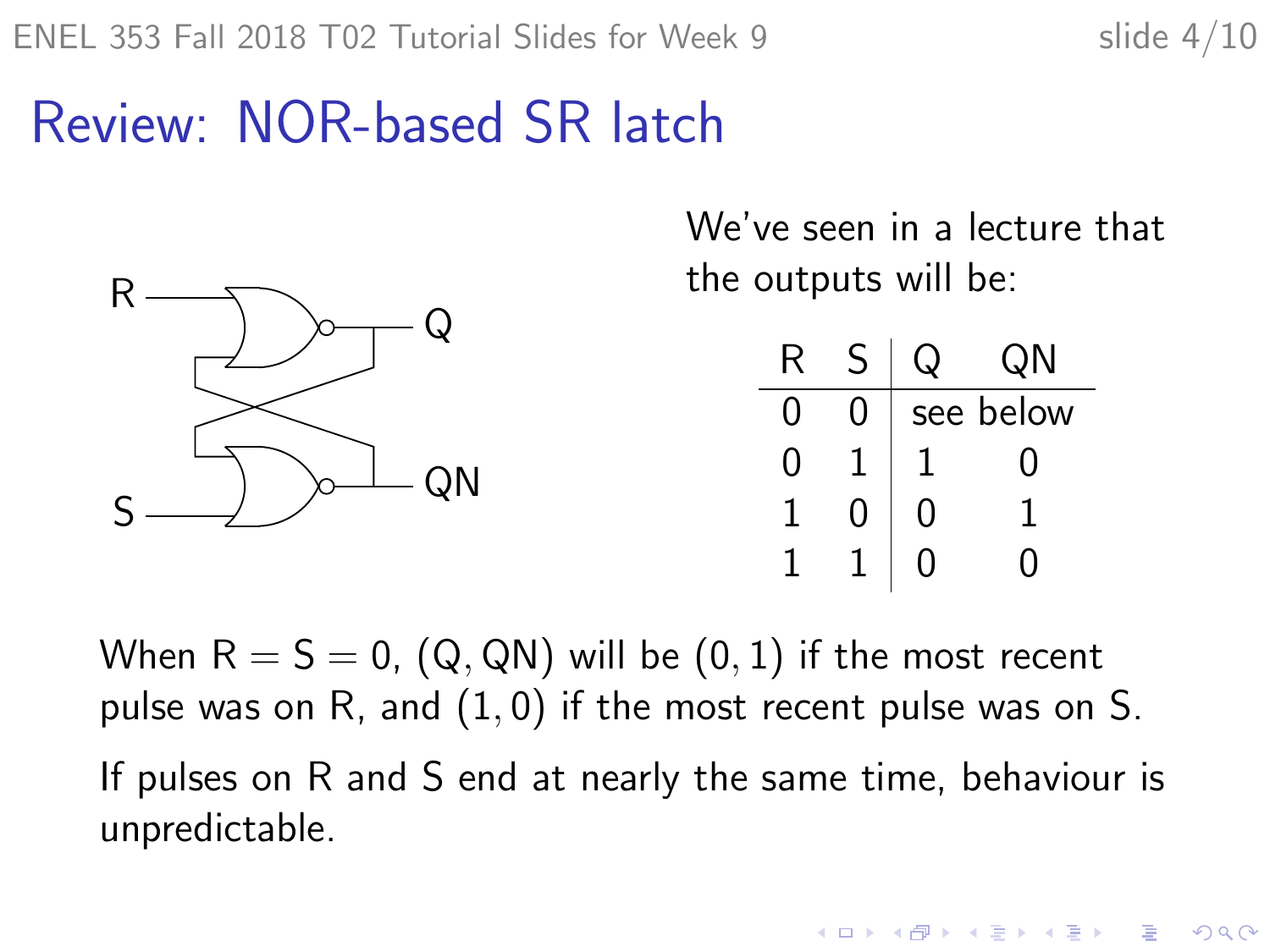# Review: NOR-based SR latch

We've seen in a lecture that the outputs will be:

| R | S | Q | QN |
|---|---|---|---|
| 0 | 0 | see below | |
| 0 | 1 | 1 | 0 |
| 1 | 0 | 0 | 1 |
| 1 | 1 | 0 | 0 |

When R = S = 0, (Q, QN) will be (0, 1) if the most recent pulse was on R, and (1, 0) if the most recent pulse was on S.

If pulses on R and S end at nearly the same time, behaviour is unpredictable.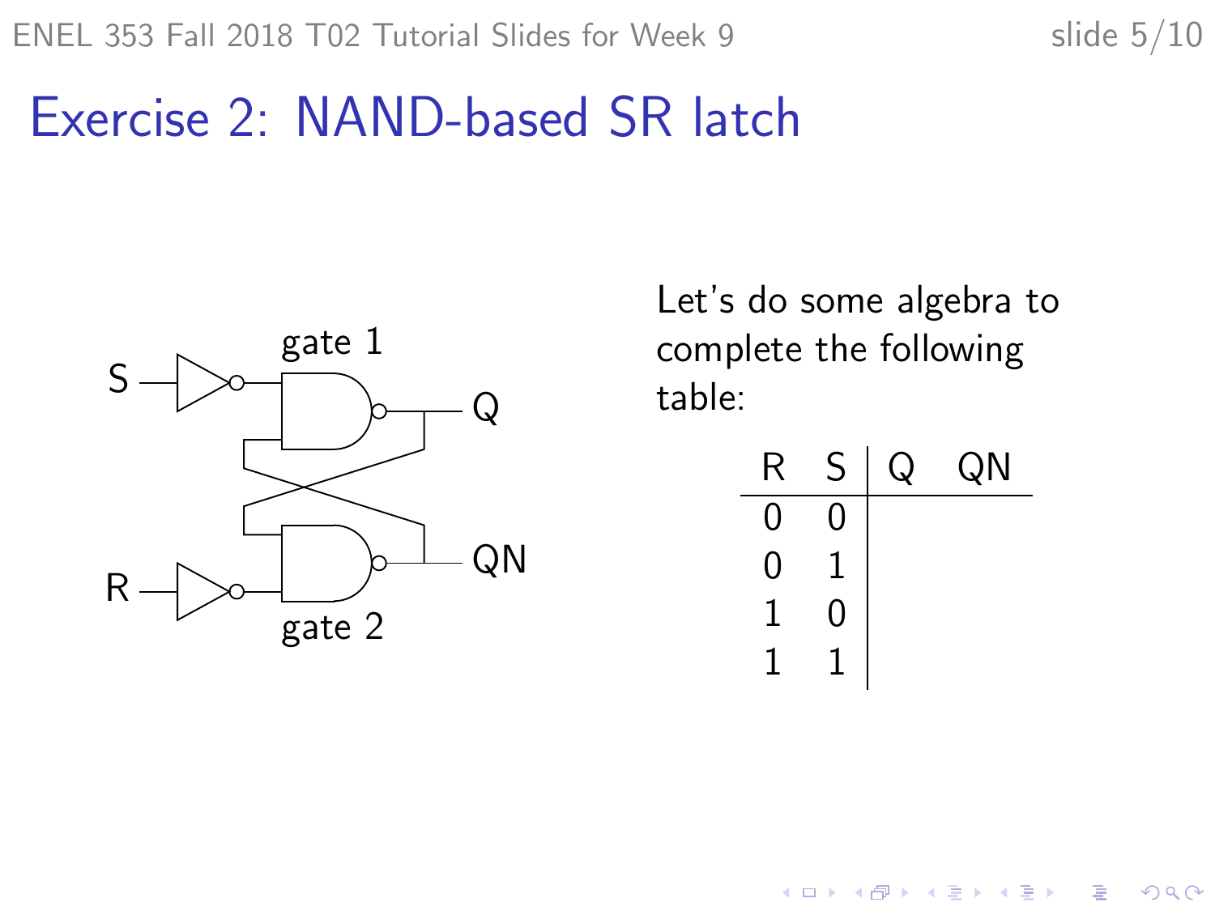# Exercise 2: NAND-based SR latch

gate 1

S

Q

R

QN

gate 2

Let's do some algebra to complete the following table:

| R | S | Q | QN |
|---|---|---|---|
| 0 | 0 | | |
| 0 | 1 | | |
| 1 | 0 | | |
| 1 | 1 | | |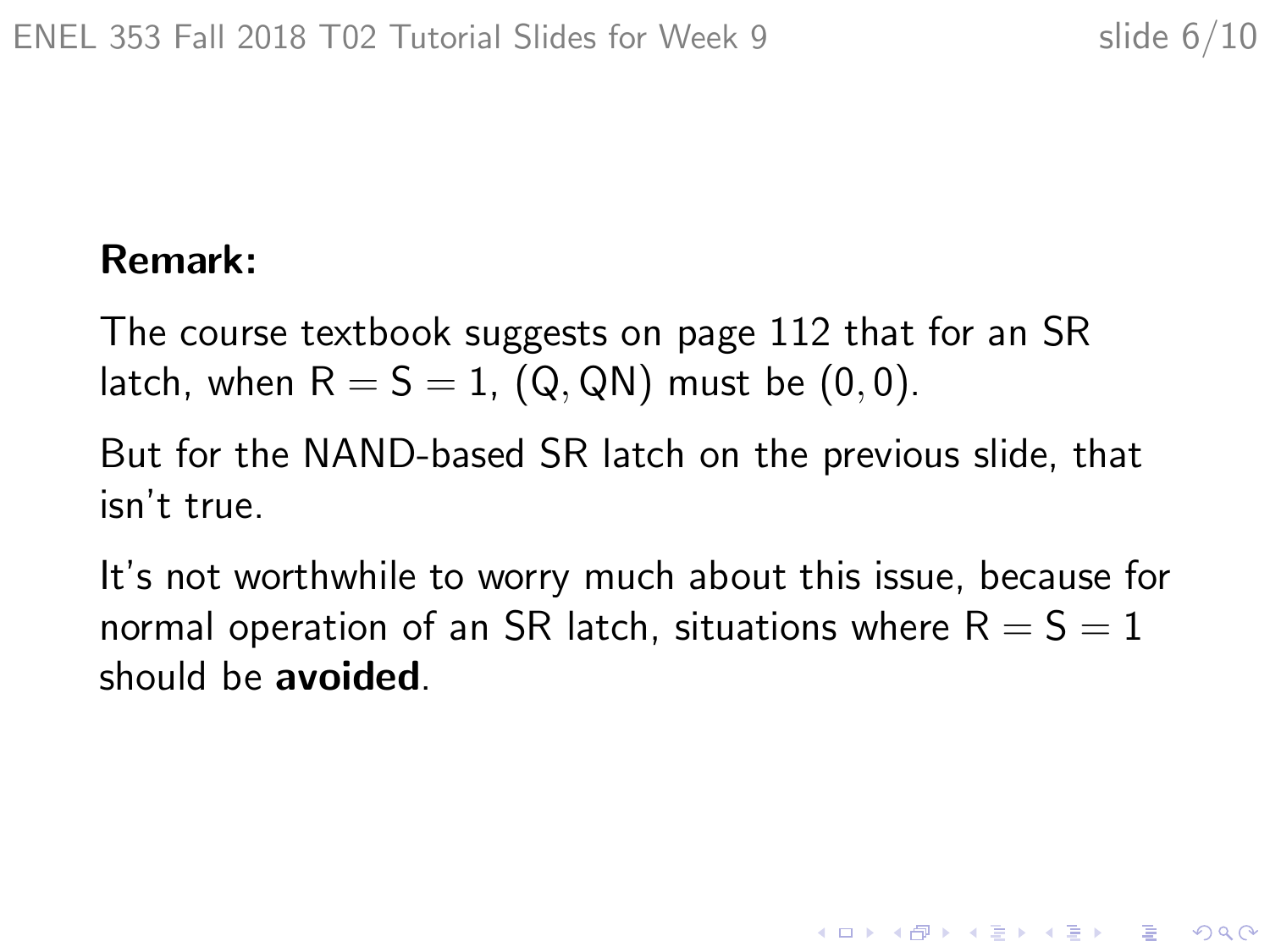**Remark:**

The course textbook suggests on page 112 that for an SR latch, when $R = S = 1$, $(Q, QN)$ must be $(0, 0)$.

But for the NAND-based SR latch on the previous slide, that isn't true.

It's not worthwhile to worry much about this issue, because for normal operation of an SR latch, situations where $R = S = 1$ should be **avoided**.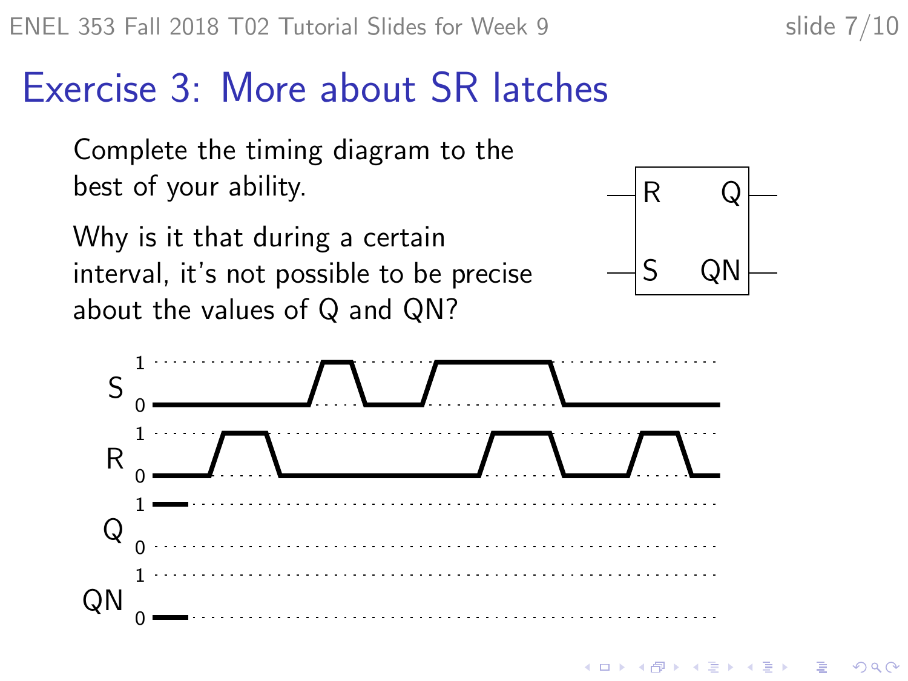# Exercise 3: More about SR latches

Complete the timing diagram to the best of your ability.

Why is it that during a certain interval, it's not possible to be precise about the values of Q and QN?

R Q

S QN

S 1 0

R 1 0

Q 1 0

QN 1 0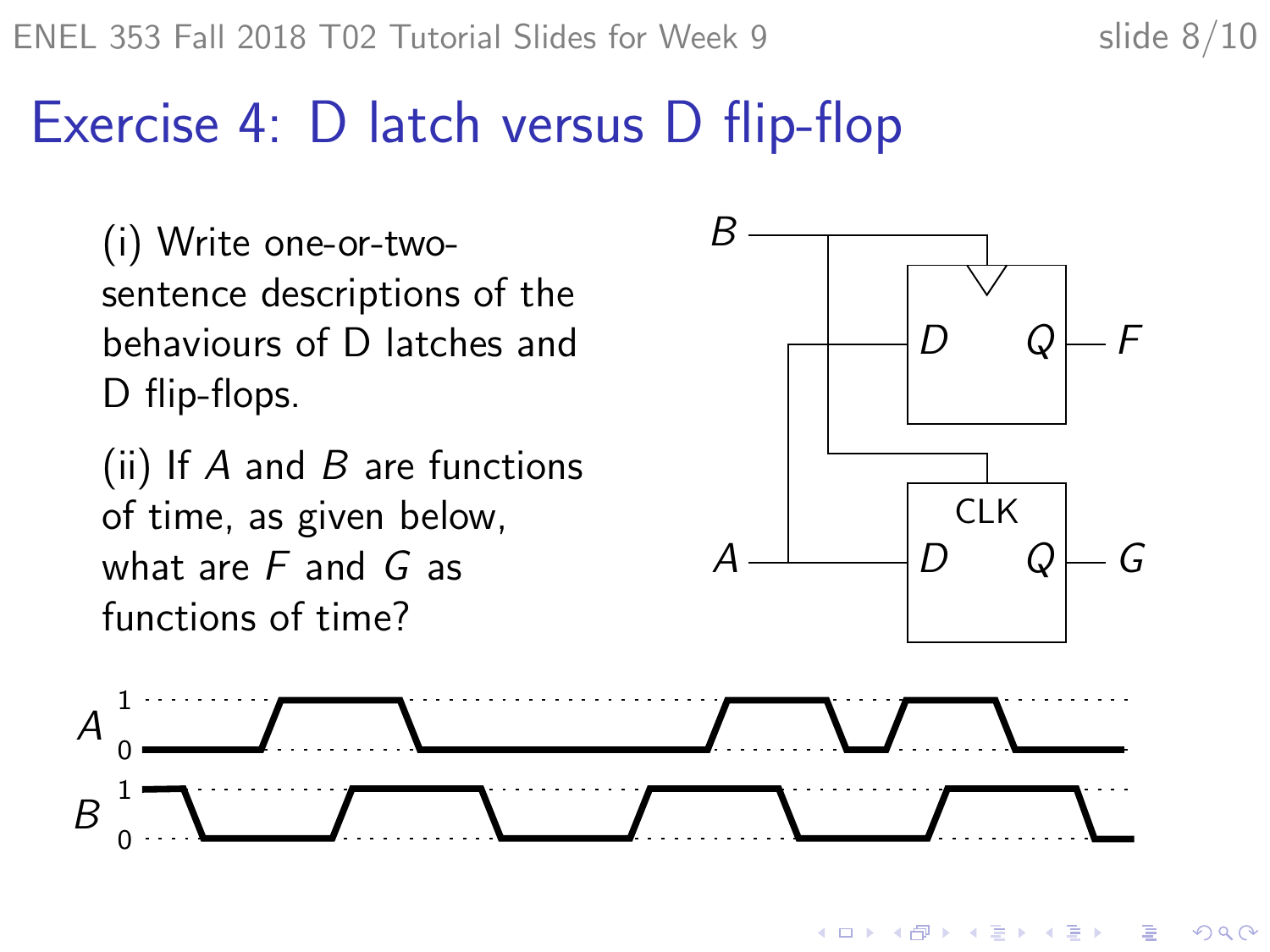# Exercise 4: D latch versus D flip-flop

(i) Write one-or-two-sentence descriptions of the behaviours of D latches and D flip-flops.

(ii) If $A$ and $B$ are functions of time, as given below, what are $F$ and $G$ as functions of time?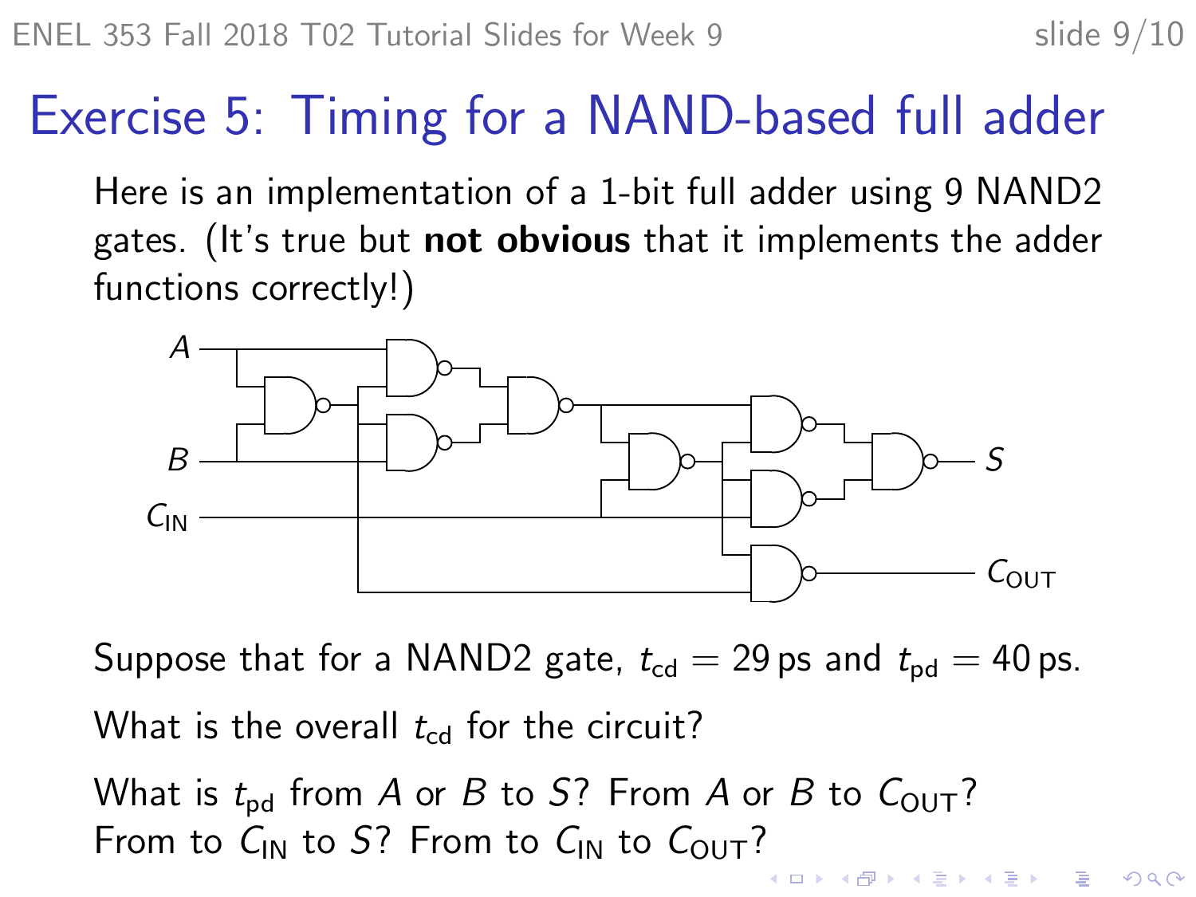# Exercise 5: Timing for a NAND-based full adder

Here is an implementation of a 1-bit full adder using 9 NAND2 gates. (It's true but **not obvious** that it implements the adder functions correctly!)

Suppose that for a NAND2 gate, $t_{\text{cd}} = 29\,\text{ps}$ and $t_{\text{pd}} = 40\,\text{ps}$.

What is the overall $t_{\text{cd}}$ for the circuit?

What is $t_{\text{pd}}$ from $A$ or $B$ to $S$? From $A$ or $B$ to $C_{\text{OUT}}$? From to $C_{\text{IN}}$ to $S$? From to $C_{\text{IN}}$ to $C_{\text{OUT}}$?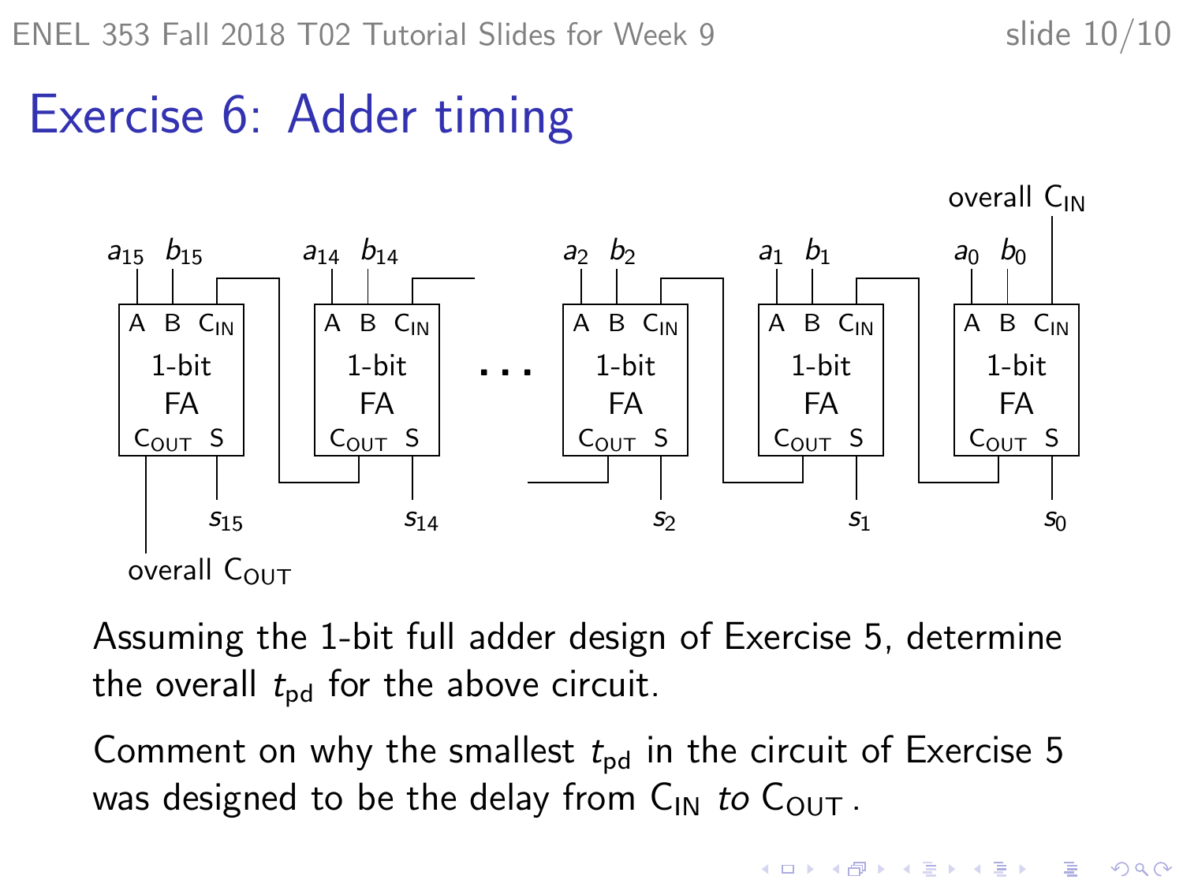# Exercise 6: Adder timing

overall $C_{IN}$

$a_{15}$ $b_{15}$ $a_{14}$ $b_{14}$ $a_2$ $b_2$ $a_1$ $b_1$ $a_0$ $b_0$

A B $C_{IN}$ 1-bit FA $C_{OUT}$ S

. . .

$s_{15}$ $s_{14}$ $s_2$ $s_1$ $s_0$

overall $C_{OUT}$

Assuming the 1-bit full adder design of Exercise 5, determine the overall $t_{pd}$ for the above circuit.

Comment on why the smallest $t_{pd}$ in the circuit of Exercise 5 was designed to be the delay from $C_{IN}$ *to* $C_{OUT}$.